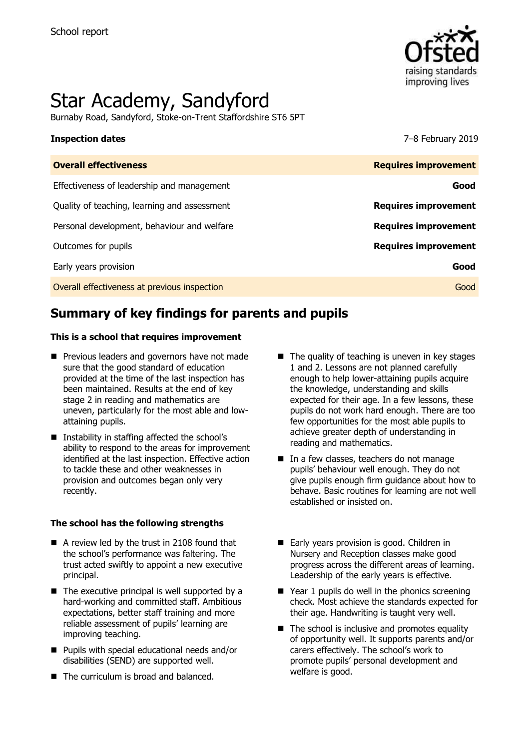School report

# Star Academy, Sandyford

Burnaby Road, Sandyford, Stoke-on-Trent Staffordshire ST6 5PT

| **Inspection dates** | 7–8 February 2019 |
|---|---|
| **Overall effectiveness** | **Requires improvement** |
| Effectiveness of leadership and management | **Good** |
| Quality of teaching, learning and assessment | **Requires improvement** |
| Personal development, behaviour and welfare | **Requires improvement** |
| Outcomes for pupils | **Requires improvement** |
| Early years provision | **Good** |
| Overall effectiveness at previous inspection | Good |

## Summary of key findings for parents and pupils

**This is a school that requires improvement**

- Previous leaders and governors have not made sure that the good standard of education provided at the time of the last inspection has been maintained. Results at the end of key stage 2 in reading and mathematics are uneven, particularly for the most able and low-attaining pupils.
- Instability in staffing affected the school's ability to respond to the areas for improvement identified at the last inspection. Effective action to tackle these and other weaknesses in provision and outcomes began only very recently.
- The quality of teaching is uneven in key stages 1 and 2. Lessons are not planned carefully enough to help lower-attaining pupils acquire the knowledge, understanding and skills expected for their age. In a few lessons, these pupils do not work hard enough. There are too few opportunities for the most able pupils to achieve greater depth of understanding in reading and mathematics.
- In a few classes, teachers do not manage pupils' behaviour well enough. They do not give pupils enough firm guidance about how to behave. Basic routines for learning are not well established or insisted on.

**The school has the following strengths**

- A review led by the trust in 2108 found that the school's performance was faltering. The trust acted swiftly to appoint a new executive principal.
- The executive principal is well supported by a hard-working and committed staff. Ambitious expectations, better staff training and more reliable assessment of pupils' learning are improving teaching.
- Pupils with special educational needs and/or disabilities (SEND) are supported well.
- The curriculum is broad and balanced.
- Early years provision is good. Children in Nursery and Reception classes make good progress across the different areas of learning. Leadership of the early years is effective.
- Year 1 pupils do well in the phonics screening check. Most achieve the standards expected for their age. Handwriting is taught very well.
- The school is inclusive and promotes equality of opportunity well. It supports parents and/or carers effectively. The school's work to promote pupils' personal development and welfare is good.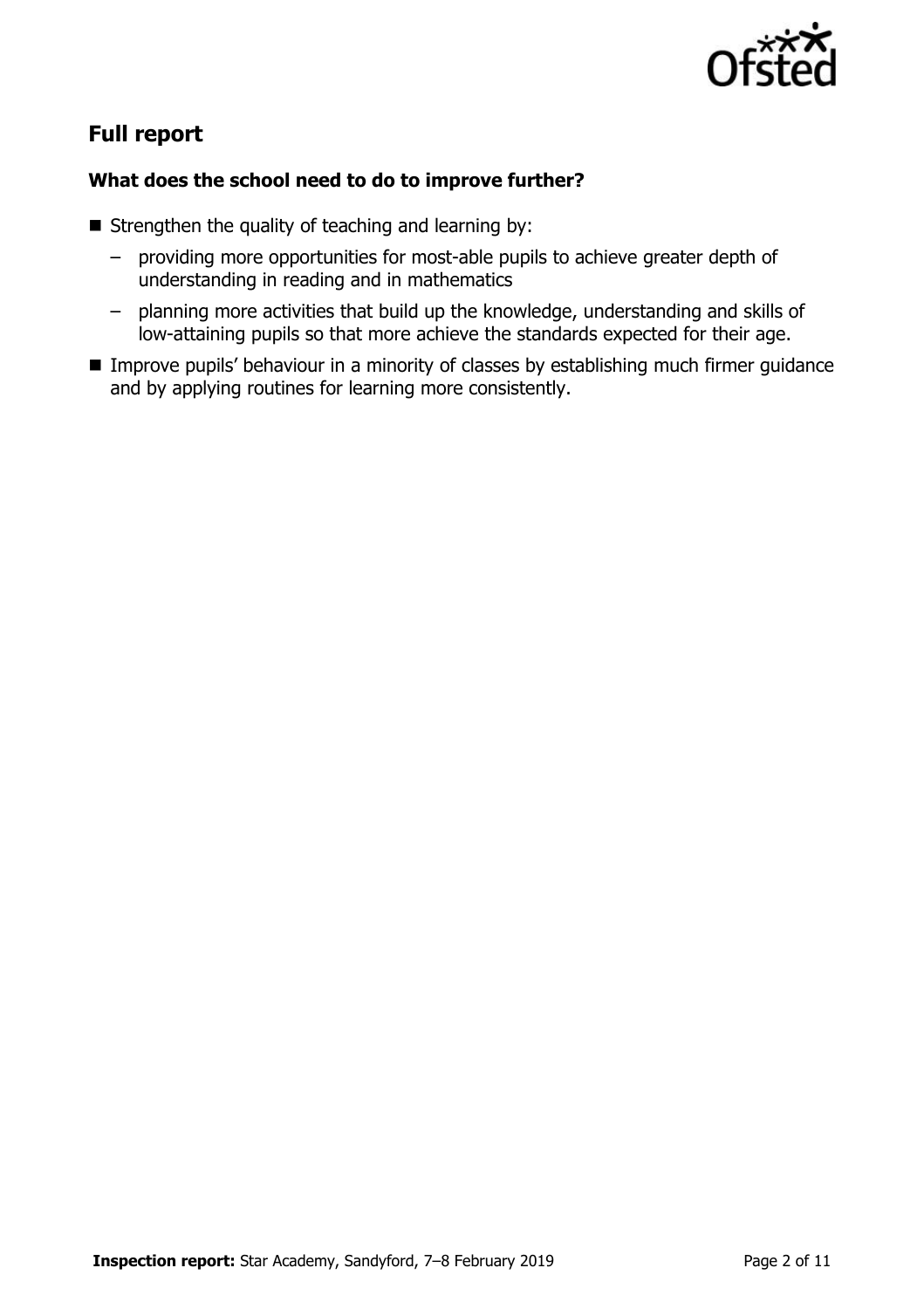## Full report

### What does the school need to do to improve further?

- Strengthen the quality of teaching and learning by:
  - providing more opportunities for most-able pupils to achieve greater depth of understanding in reading and in mathematics
  - planning more activities that build up the knowledge, understanding and skills of low-attaining pupils so that more achieve the standards expected for their age.
- Improve pupils' behaviour in a minority of classes by establishing much firmer guidance and by applying routines for learning more consistently.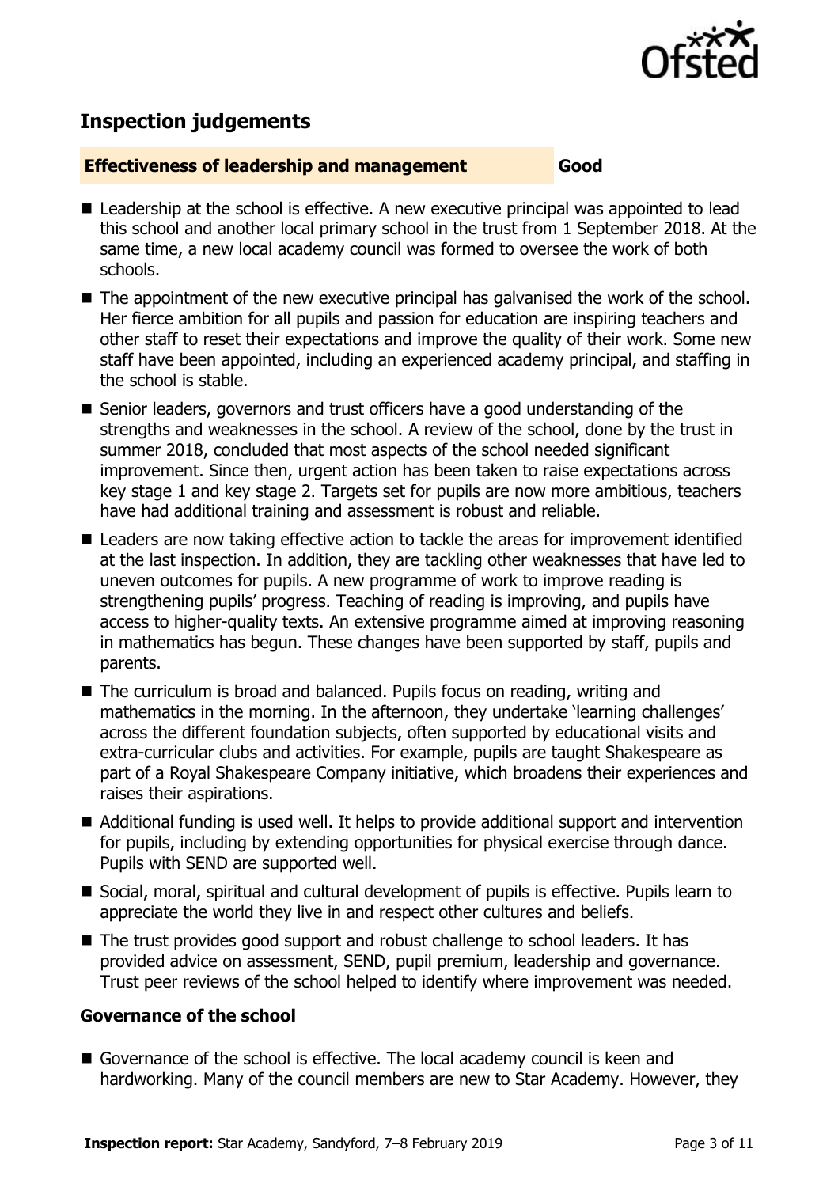## Inspection judgements

| **Effectiveness of leadership and management** | **Good** |
| --- | --- |

- Leadership at the school is effective. A new executive principal was appointed to lead this school and another local primary school in the trust from 1 September 2018. At the same time, a new local academy council was formed to oversee the work of both schools.
- The appointment of the new executive principal has galvanised the work of the school. Her fierce ambition for all pupils and passion for education are inspiring teachers and other staff to reset their expectations and improve the quality of their work. Some new staff have been appointed, including an experienced academy principal, and staffing in the school is stable.
- Senior leaders, governors and trust officers have a good understanding of the strengths and weaknesses in the school. A review of the school, done by the trust in summer 2018, concluded that most aspects of the school needed significant improvement. Since then, urgent action has been taken to raise expectations across key stage 1 and key stage 2. Targets set for pupils are now more ambitious, teachers have had additional training and assessment is robust and reliable.
- Leaders are now taking effective action to tackle the areas for improvement identified at the last inspection. In addition, they are tackling other weaknesses that have led to uneven outcomes for pupils. A new programme of work to improve reading is strengthening pupils' progress. Teaching of reading is improving, and pupils have access to higher-quality texts. An extensive programme aimed at improving reasoning in mathematics has begun. These changes have been supported by staff, pupils and parents.
- The curriculum is broad and balanced. Pupils focus on reading, writing and mathematics in the morning. In the afternoon, they undertake 'learning challenges' across the different foundation subjects, often supported by educational visits and extra-curricular clubs and activities. For example, pupils are taught Shakespeare as part of a Royal Shakespeare Company initiative, which broadens their experiences and raises their aspirations.
- Additional funding is used well. It helps to provide additional support and intervention for pupils, including by extending opportunities for physical exercise through dance. Pupils with SEND are supported well.
- Social, moral, spiritual and cultural development of pupils is effective. Pupils learn to appreciate the world they live in and respect other cultures and beliefs.
- The trust provides good support and robust challenge to school leaders. It has provided advice on assessment, SEND, pupil premium, leadership and governance. Trust peer reviews of the school helped to identify where improvement was needed.

### Governance of the school

- Governance of the school is effective. The local academy council is keen and hardworking. Many of the council members are new to Star Academy. However, they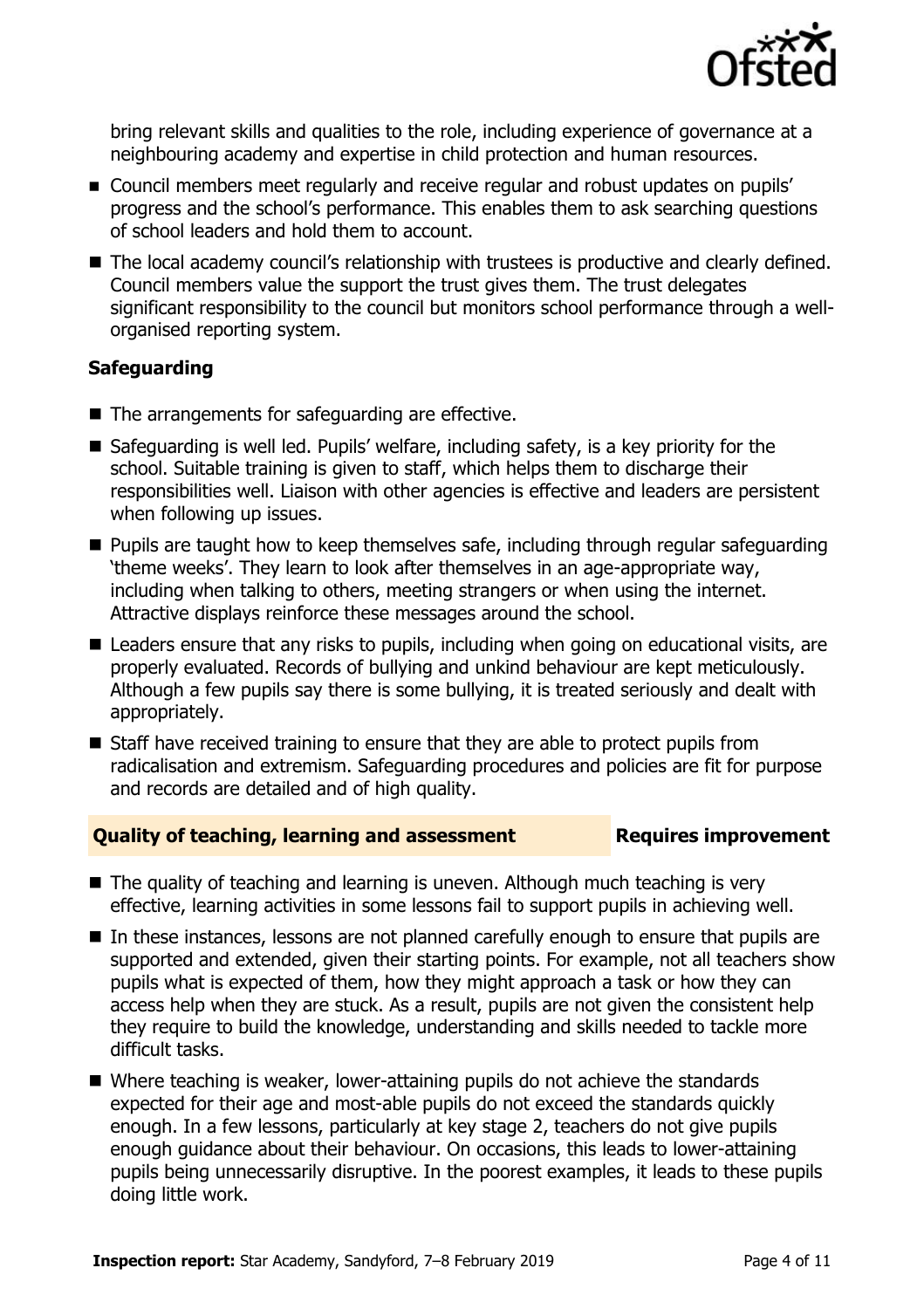bring relevant skills and qualities to the role, including experience of governance at a neighbouring academy and expertise in child protection and human resources.

- Council members meet regularly and receive regular and robust updates on pupils' progress and the school's performance. This enables them to ask searching questions of school leaders and hold them to account.
- The local academy council's relationship with trustees is productive and clearly defined. Council members value the support the trust gives them. The trust delegates significant responsibility to the council but monitors school performance through a well-organised reporting system.

### Safeguarding

- The arrangements for safeguarding are effective.
- Safeguarding is well led. Pupils' welfare, including safety, is a key priority for the school. Suitable training is given to staff, which helps them to discharge their responsibilities well. Liaison with other agencies is effective and leaders are persistent when following up issues.
- Pupils are taught how to keep themselves safe, including through regular safeguarding 'theme weeks'. They learn to look after themselves in an age-appropriate way, including when talking to others, meeting strangers or when using the internet. Attractive displays reinforce these messages around the school.
- Leaders ensure that any risks to pupils, including when going on educational visits, are properly evaluated. Records of bullying and unkind behaviour are kept meticulously. Although a few pupils say there is some bullying, it is treated seriously and dealt with appropriately.
- Staff have received training to ensure that they are able to protect pupils from radicalisation and extremism. Safeguarding procedures and policies are fit for purpose and records are detailed and of high quality.

## Quality of teaching, learning and assessment — Requires improvement

- The quality of teaching and learning is uneven. Although much teaching is very effective, learning activities in some lessons fail to support pupils in achieving well.
- In these instances, lessons are not planned carefully enough to ensure that pupils are supported and extended, given their starting points. For example, not all teachers show pupils what is expected of them, how they might approach a task or how they can access help when they are stuck. As a result, pupils are not given the consistent help they require to build the knowledge, understanding and skills needed to tackle more difficult tasks.
- Where teaching is weaker, lower-attaining pupils do not achieve the standards expected for their age and most-able pupils do not exceed the standards quickly enough. In a few lessons, particularly at key stage 2, teachers do not give pupils enough guidance about their behaviour. On occasions, this leads to lower-attaining pupils being unnecessarily disruptive. In the poorest examples, it leads to these pupils doing little work.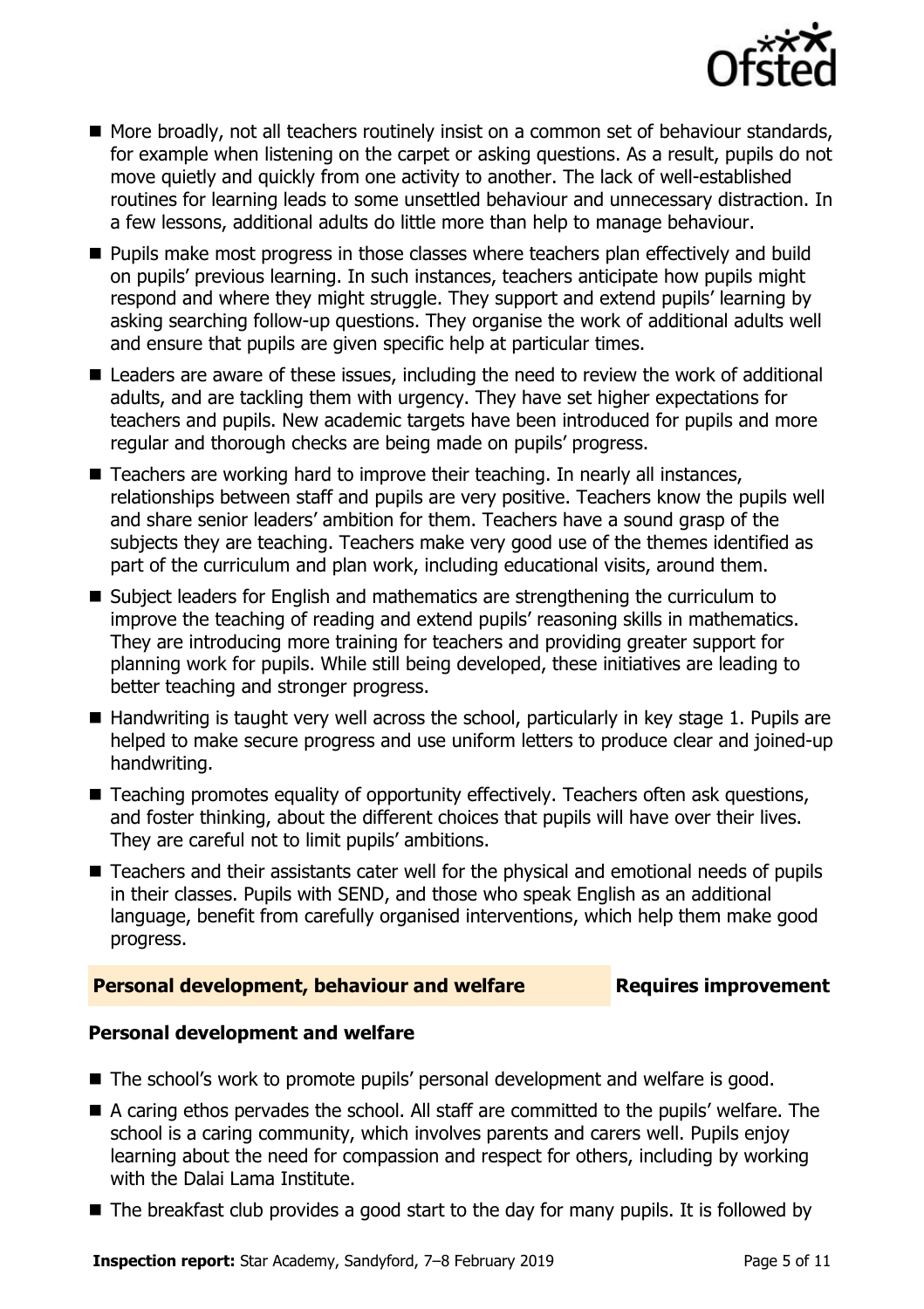- More broadly, not all teachers routinely insist on a common set of behaviour standards, for example when listening on the carpet or asking questions. As a result, pupils do not move quietly and quickly from one activity to another. The lack of well-established routines for learning leads to some unsettled behaviour and unnecessary distraction. In a few lessons, additional adults do little more than help to manage behaviour.
- Pupils make most progress in those classes where teachers plan effectively and build on pupils' previous learning. In such instances, teachers anticipate how pupils might respond and where they might struggle. They support and extend pupils' learning by asking searching follow-up questions. They organise the work of additional adults well and ensure that pupils are given specific help at particular times.
- Leaders are aware of these issues, including the need to review the work of additional adults, and are tackling them with urgency. They have set higher expectations for teachers and pupils. New academic targets have been introduced for pupils and more regular and thorough checks are being made on pupils' progress.
- Teachers are working hard to improve their teaching. In nearly all instances, relationships between staff and pupils are very positive. Teachers know the pupils well and share senior leaders' ambition for them. Teachers have a sound grasp of the subjects they are teaching. Teachers make very good use of the themes identified as part of the curriculum and plan work, including educational visits, around them.
- Subject leaders for English and mathematics are strengthening the curriculum to improve the teaching of reading and extend pupils' reasoning skills in mathematics. They are introducing more training for teachers and providing greater support for planning work for pupils. While still being developed, these initiatives are leading to better teaching and stronger progress.
- Handwriting is taught very well across the school, particularly in key stage 1. Pupils are helped to make secure progress and use uniform letters to produce clear and joined-up handwriting.
- Teaching promotes equality of opportunity effectively. Teachers often ask questions, and foster thinking, about the different choices that pupils will have over their lives. They are careful not to limit pupils' ambitions.
- Teachers and their assistants cater well for the physical and emotional needs of pupils in their classes. Pupils with SEND, and those who speak English as an additional language, benefit from carefully organised interventions, which help them make good progress.

## Personal development, behaviour and welfare — Requires improvement

### Personal development and welfare

- The school's work to promote pupils' personal development and welfare is good.
- A caring ethos pervades the school. All staff are committed to the pupils' welfare. The school is a caring community, which involves parents and carers well. Pupils enjoy learning about the need for compassion and respect for others, including by working with the Dalai Lama Institute.
- The breakfast club provides a good start to the day for many pupils. It is followed by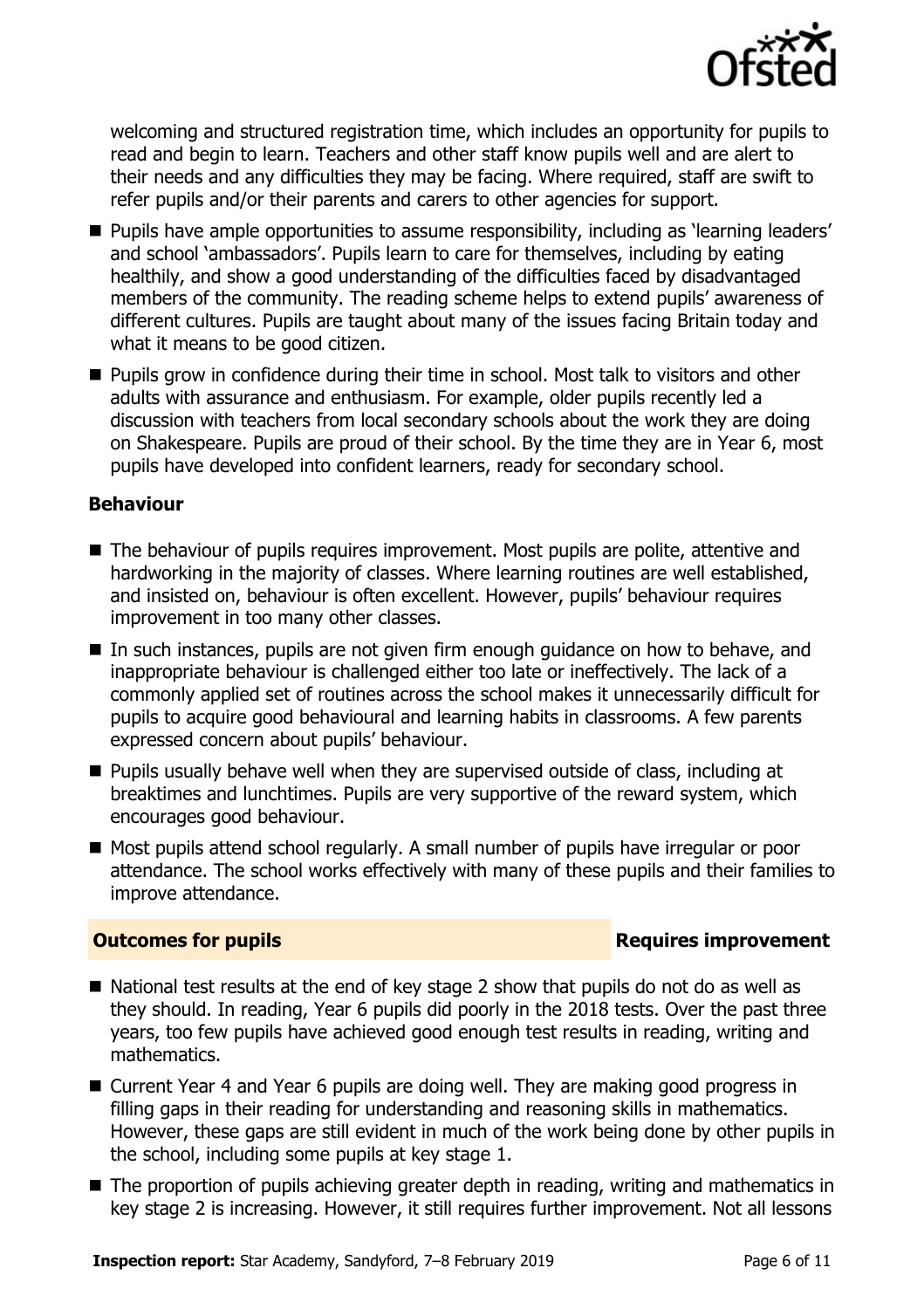welcoming and structured registration time, which includes an opportunity for pupils to read and begin to learn. Teachers and other staff know pupils well and are alert to their needs and any difficulties they may be facing. Where required, staff are swift to refer pupils and/or their parents and carers to other agencies for support.

- Pupils have ample opportunities to assume responsibility, including as 'learning leaders' and school 'ambassadors'. Pupils learn to care for themselves, including by eating healthily, and show a good understanding of the difficulties faced by disadvantaged members of the community. The reading scheme helps to extend pupils' awareness of different cultures. Pupils are taught about many of the issues facing Britain today and what it means to be good citizen.
- Pupils grow in confidence during their time in school. Most talk to visitors and other adults with assurance and enthusiasm. For example, older pupils recently led a discussion with teachers from local secondary schools about the work they are doing on Shakespeare. Pupils are proud of their school. By the time they are in Year 6, most pupils have developed into confident learners, ready for secondary school.

### Behaviour

- The behaviour of pupils requires improvement. Most pupils are polite, attentive and hardworking in the majority of classes. Where learning routines are well established, and insisted on, behaviour is often excellent. However, pupils' behaviour requires improvement in too many other classes.
- In such instances, pupils are not given firm enough guidance on how to behave, and inappropriate behaviour is challenged either too late or ineffectively. The lack of a commonly applied set of routines across the school makes it unnecessarily difficult for pupils to acquire good behavioural and learning habits in classrooms. A few parents expressed concern about pupils' behaviour.
- Pupils usually behave well when they are supervised outside of class, including at breaktimes and lunchtimes. Pupils are very supportive of the reward system, which encourages good behaviour.
- Most pupils attend school regularly. A small number of pupils have irregular or poor attendance. The school works effectively with many of these pupils and their families to improve attendance.

## Outcomes for pupils — Requires improvement

- National test results at the end of key stage 2 show that pupils do not do as well as they should. In reading, Year 6 pupils did poorly in the 2018 tests. Over the past three years, too few pupils have achieved good enough test results in reading, writing and mathematics.
- Current Year 4 and Year 6 pupils are doing well. They are making good progress in filling gaps in their reading for understanding and reasoning skills in mathematics. However, these gaps are still evident in much of the work being done by other pupils in the school, including some pupils at key stage 1.
- The proportion of pupils achieving greater depth in reading, writing and mathematics in key stage 2 is increasing. However, it still requires further improvement. Not all lessons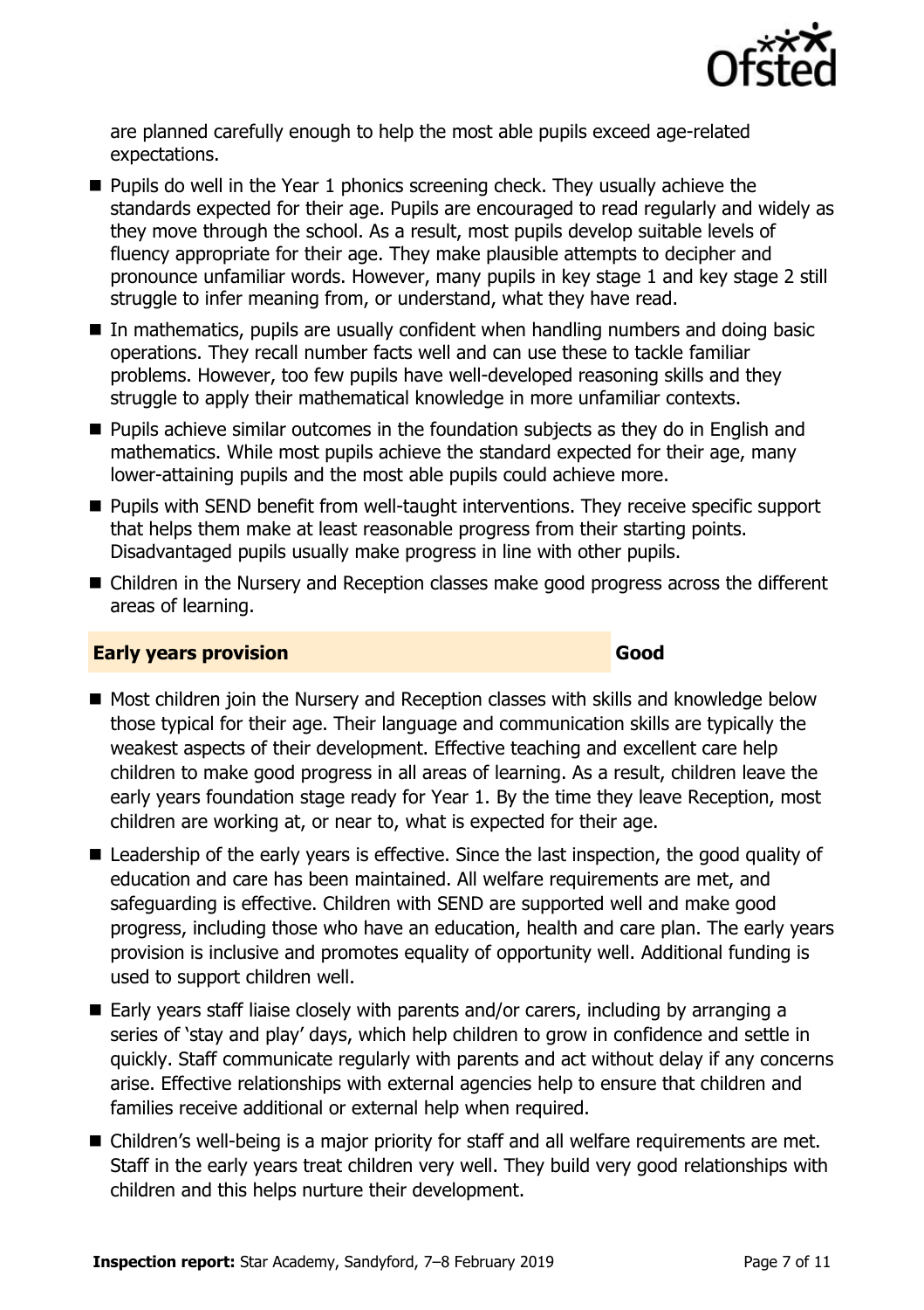are planned carefully enough to help the most able pupils exceed age-related expectations.

- Pupils do well in the Year 1 phonics screening check. They usually achieve the standards expected for their age. Pupils are encouraged to read regularly and widely as they move through the school. As a result, most pupils develop suitable levels of fluency appropriate for their age. They make plausible attempts to decipher and pronounce unfamiliar words. However, many pupils in key stage 1 and key stage 2 still struggle to infer meaning from, or understand, what they have read.
- In mathematics, pupils are usually confident when handling numbers and doing basic operations. They recall number facts well and can use these to tackle familiar problems. However, too few pupils have well-developed reasoning skills and they struggle to apply their mathematical knowledge in more unfamiliar contexts.
- Pupils achieve similar outcomes in the foundation subjects as they do in English and mathematics. While most pupils achieve the standard expected for their age, many lower-attaining pupils and the most able pupils could achieve more.
- Pupils with SEND benefit from well-taught interventions. They receive specific support that helps them make at least reasonable progress from their starting points. Disadvantaged pupils usually make progress in line with other pupils.
- Children in the Nursery and Reception classes make good progress across the different areas of learning.

## Early years provision — Good

- Most children join the Nursery and Reception classes with skills and knowledge below those typical for their age. Their language and communication skills are typically the weakest aspects of their development. Effective teaching and excellent care help children to make good progress in all areas of learning. As a result, children leave the early years foundation stage ready for Year 1. By the time they leave Reception, most children are working at, or near to, what is expected for their age.
- Leadership of the early years is effective. Since the last inspection, the good quality of education and care has been maintained. All welfare requirements are met, and safeguarding is effective. Children with SEND are supported well and make good progress, including those who have an education, health and care plan. The early years provision is inclusive and promotes equality of opportunity well. Additional funding is used to support children well.
- Early years staff liaise closely with parents and/or carers, including by arranging a series of 'stay and play' days, which help children to grow in confidence and settle in quickly. Staff communicate regularly with parents and act without delay if any concerns arise. Effective relationships with external agencies help to ensure that children and families receive additional or external help when required.
- Children's well-being is a major priority for staff and all welfare requirements are met. Staff in the early years treat children very well. They build very good relationships with children and this helps nurture their development.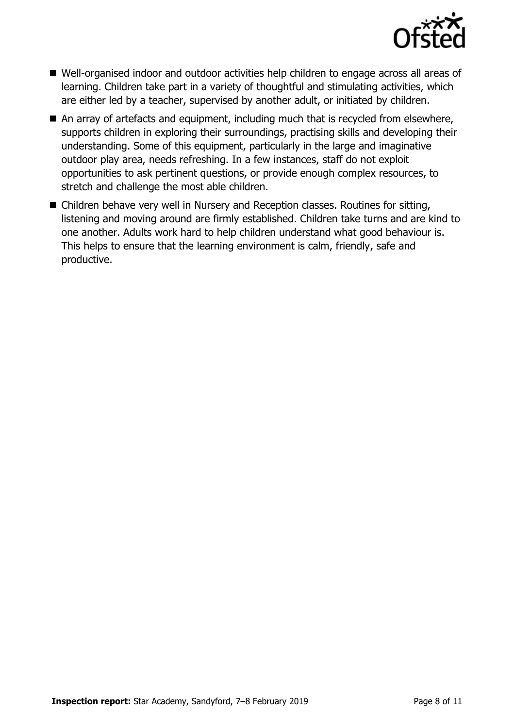- Well-organised indoor and outdoor activities help children to engage across all areas of learning. Children take part in a variety of thoughtful and stimulating activities, which are either led by a teacher, supervised by another adult, or initiated by children.
- An array of artefacts and equipment, including much that is recycled from elsewhere, supports children in exploring their surroundings, practising skills and developing their understanding. Some of this equipment, particularly in the large and imaginative outdoor play area, needs refreshing. In a few instances, staff do not exploit opportunities to ask pertinent questions, or provide enough complex resources, to stretch and challenge the most able children.
- Children behave very well in Nursery and Reception classes. Routines for sitting, listening and moving around are firmly established. Children take turns and are kind to one another. Adults work hard to help children understand what good behaviour is. This helps to ensure that the learning environment is calm, friendly, safe and productive.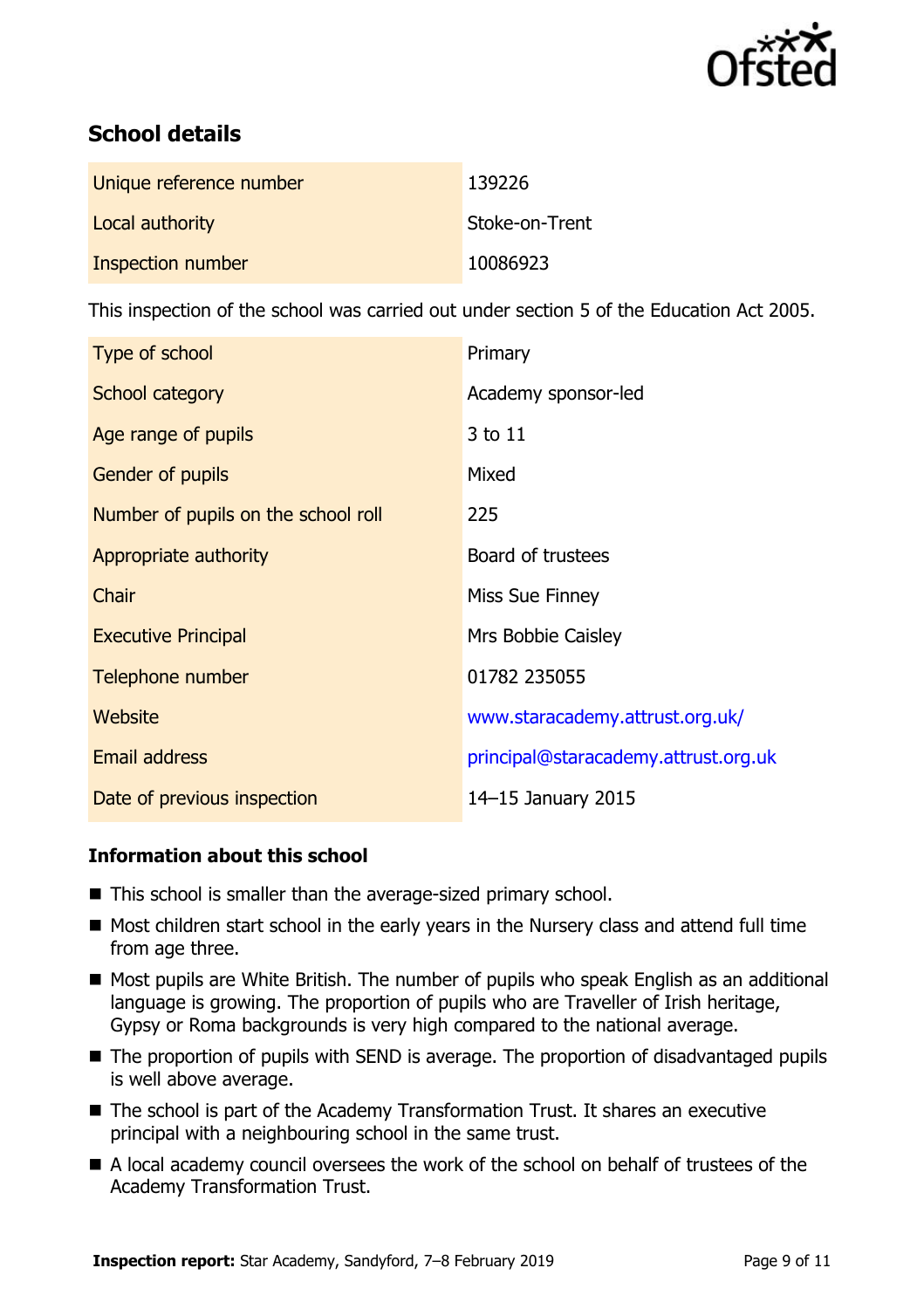## School details

| | |
|---|---|
| Unique reference number | 139226 |
| Local authority | Stoke-on-Trent |
| Inspection number | 10086923 |

This inspection of the school was carried out under section 5 of the Education Act 2005.

| | |
|---|---|
| Type of school | Primary |
| School category | Academy sponsor-led |
| Age range of pupils | 3 to 11 |
| Gender of pupils | Mixed |
| Number of pupils on the school roll | 225 |
| Appropriate authority | Board of trustees |
| Chair | Miss Sue Finney |
| Executive Principal | Mrs Bobbie Caisley |
| Telephone number | 01782 235055 |
| Website | www.staracademy.attrust.org.uk/ |
| Email address | principal@staracademy.attrust.org.uk |
| Date of previous inspection | 14–15 January 2015 |

### Information about this school

- This school is smaller than the average-sized primary school.
- Most children start school in the early years in the Nursery class and attend full time from age three.
- Most pupils are White British. The number of pupils who speak English as an additional language is growing. The proportion of pupils who are Traveller of Irish heritage, Gypsy or Roma backgrounds is very high compared to the national average.
- The proportion of pupils with SEND is average. The proportion of disadvantaged pupils is well above average.
- The school is part of the Academy Transformation Trust. It shares an executive principal with a neighbouring school in the same trust.
- A local academy council oversees the work of the school on behalf of trustees of the Academy Transformation Trust.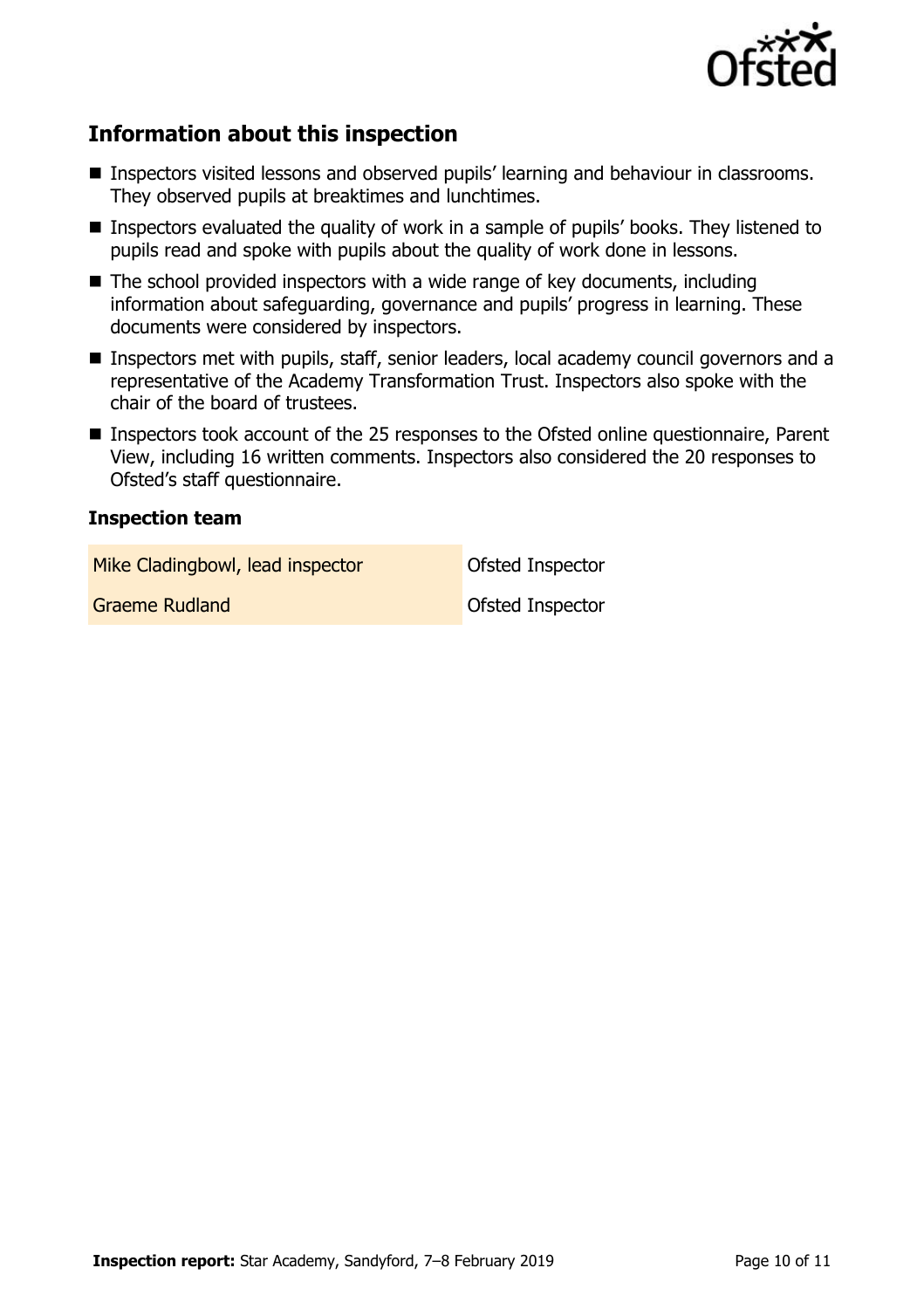## Information about this inspection

- Inspectors visited lessons and observed pupils' learning and behaviour in classrooms. They observed pupils at breaktimes and lunchtimes.
- Inspectors evaluated the quality of work in a sample of pupils' books. They listened to pupils read and spoke with pupils about the quality of work done in lessons.
- The school provided inspectors with a wide range of key documents, including information about safeguarding, governance and pupils' progress in learning. These documents were considered by inspectors.
- Inspectors met with pupils, staff, senior leaders, local academy council governors and a representative of the Academy Transformation Trust. Inspectors also spoke with the chair of the board of trustees.
- Inspectors took account of the 25 responses to the Ofsted online questionnaire, Parent View, including 16 written comments. Inspectors also considered the 20 responses to Ofsted's staff questionnaire.

### Inspection team

| | |
|---|---|
| Mike Cladingbowl, lead inspector | Ofsted Inspector |
| Graeme Rudland | Ofsted Inspector |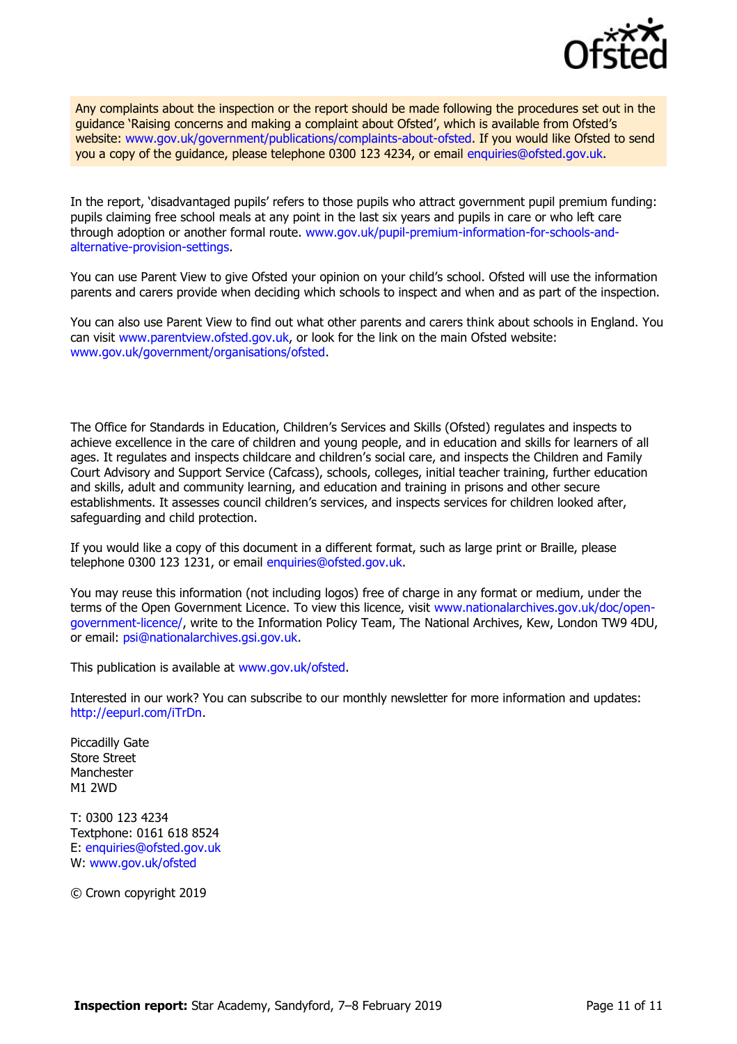Any complaints about the inspection or the report should be made following the procedures set out in the guidance 'Raising concerns and making a complaint about Ofsted', which is available from Ofsted's website: www.gov.uk/government/publications/complaints-about-ofsted. If you would like Ofsted to send you a copy of the guidance, please telephone 0300 123 4234, or email enquiries@ofsted.gov.uk.

In the report, 'disadvantaged pupils' refers to those pupils who attract government pupil premium funding: pupils claiming free school meals at any point in the last six years and pupils in care or who left care through adoption or another formal route. www.gov.uk/pupil-premium-information-for-schools-and-alternative-provision-settings.

You can use Parent View to give Ofsted your opinion on your child's school. Ofsted will use the information parents and carers provide when deciding which schools to inspect and when and as part of the inspection.

You can also use Parent View to find out what other parents and carers think about schools in England. You can visit www.parentview.ofsted.gov.uk, or look for the link on the main Ofsted website: www.gov.uk/government/organisations/ofsted.

The Office for Standards in Education, Children's Services and Skills (Ofsted) regulates and inspects to achieve excellence in the care of children and young people, and in education and skills for learners of all ages. It regulates and inspects childcare and children's social care, and inspects the Children and Family Court Advisory and Support Service (Cafcass), schools, colleges, initial teacher training, further education and skills, adult and community learning, and education and training in prisons and other secure establishments. It assesses council children's services, and inspects services for children looked after, safeguarding and child protection.

If you would like a copy of this document in a different format, such as large print or Braille, please telephone 0300 123 1231, or email enquiries@ofsted.gov.uk.

You may reuse this information (not including logos) free of charge in any format or medium, under the terms of the Open Government Licence. To view this licence, visit www.nationalarchives.gov.uk/doc/open-government-licence/, write to the Information Policy Team, The National Archives, Kew, London TW9 4DU, or email: psi@nationalarchives.gsi.gov.uk.

This publication is available at www.gov.uk/ofsted.

Interested in our work? You can subscribe to our monthly newsletter for more information and updates: http://eepurl.com/iTrDn.

Piccadilly Gate
Store Street
Manchester
M1 2WD

T: 0300 123 4234
Textphone: 0161 618 8524
E: enquiries@ofsted.gov.uk
W: www.gov.uk/ofsted

© Crown copyright 2019